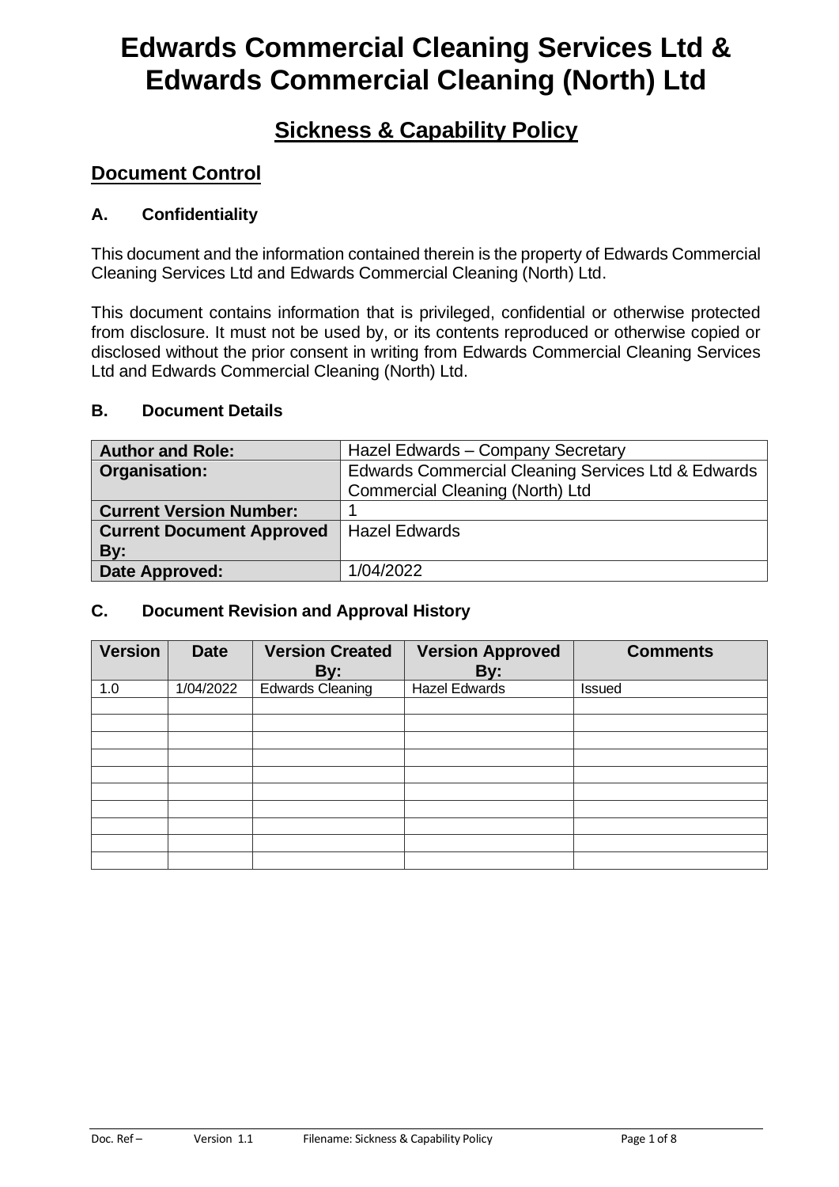# Edwards Commercial Cleaning Services Ltd & Edwards Commercial Cleaning (North) Ltd

## Sickness & Capability Policy

## Document Control

### A. Confidentiality

This document and the information contained therein is the property of Edwards Commercial Cleaning Services Ltd and Edwards Commercial Cleaning (North) Ltd.

This document contains information that is privileged, confidential or otherwise protected from disclosure. It must not be used by, or its contents reproduced or otherwise copied or disclosed without the prior consent in writing from Edwards Commercial Cleaning Services Ltd and Edwards Commercial Cleaning (North) Ltd.

### B. Document Details

| | |
|---|---|
| **Author and Role:** | Hazel Edwards – Company Secretary |
| **Organisation:** | Edwards Commercial Cleaning Services Ltd & Edwards Commercial Cleaning (North) Ltd |
| **Current Version Number:** | 1 |
| **Current Document Approved By:** | Hazel Edwards |
| **Date Approved:** | 1/04/2022 |

### C. Document Revision and Approval History

| Version | Date | Version Created By: | Version Approved By: | Comments |
|---|---|---|---|---|
| 1.0 | 1/04/2022 | Edwards Cleaning | Hazel Edwards | Issued |
| | | | | |
| | | | | |
| | | | | |
| | | | | |
| | | | | |
| | | | | |
| | | | | |
| | | | | |
| | | | | |
| | | | | |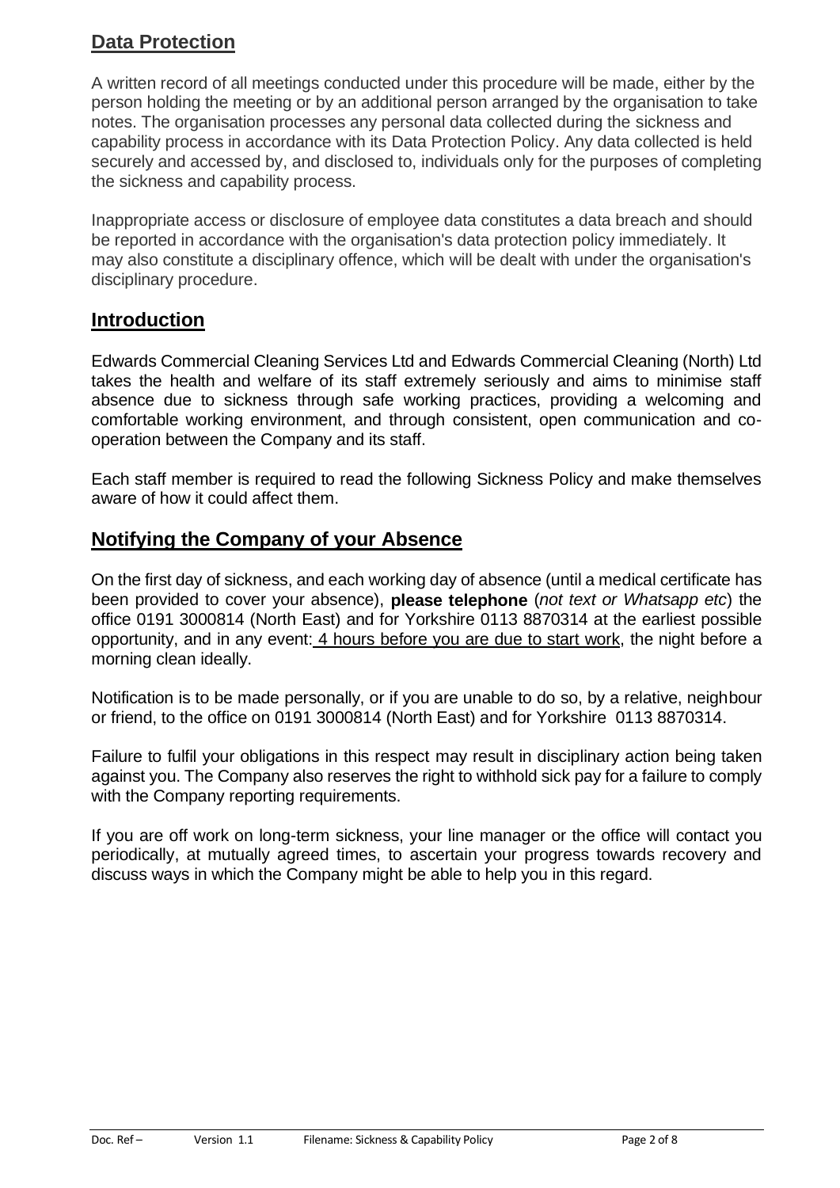## Data Protection

A written record of all meetings conducted under this procedure will be made, either by the person holding the meeting or by an additional person arranged by the organisation to take notes. The organisation processes any personal data collected during the sickness and capability process in accordance with its Data Protection Policy. Any data collected is held securely and accessed by, and disclosed to, individuals only for the purposes of completing the sickness and capability process.

Inappropriate access or disclosure of employee data constitutes a data breach and should be reported in accordance with the organisation's data protection policy immediately. It may also constitute a disciplinary offence, which will be dealt with under the organisation's disciplinary procedure.

## Introduction

Edwards Commercial Cleaning Services Ltd and Edwards Commercial Cleaning (North) Ltd takes the health and welfare of its staff extremely seriously and aims to minimise staff absence due to sickness through safe working practices, providing a welcoming and comfortable working environment, and through consistent, open communication and co-operation between the Company and its staff.

Each staff member is required to read the following Sickness Policy and make themselves aware of how it could affect them.

## Notifying the Company of your Absence

On the first day of sickness, and each working day of absence (until a medical certificate has been provided to cover your absence), **please telephone** (*not text or Whatsapp etc*) the office 0191 3000814 (North East) and for Yorkshire 0113 8870314 at the earliest possible opportunity, and in any event: 4 hours before you are due to start work, the night before a morning clean ideally.

Notification is to be made personally, or if you are unable to do so, by a relative, neighbour or friend, to the office on 0191 3000814 (North East) and for Yorkshire 0113 8870314.

Failure to fulfil your obligations in this respect may result in disciplinary action being taken against you. The Company also reserves the right to withhold sick pay for a failure to comply with the Company reporting requirements.

If you are off work on long-term sickness, your line manager or the office will contact you periodically, at mutually agreed times, to ascertain your progress towards recovery and discuss ways in which the Company might be able to help you in this regard.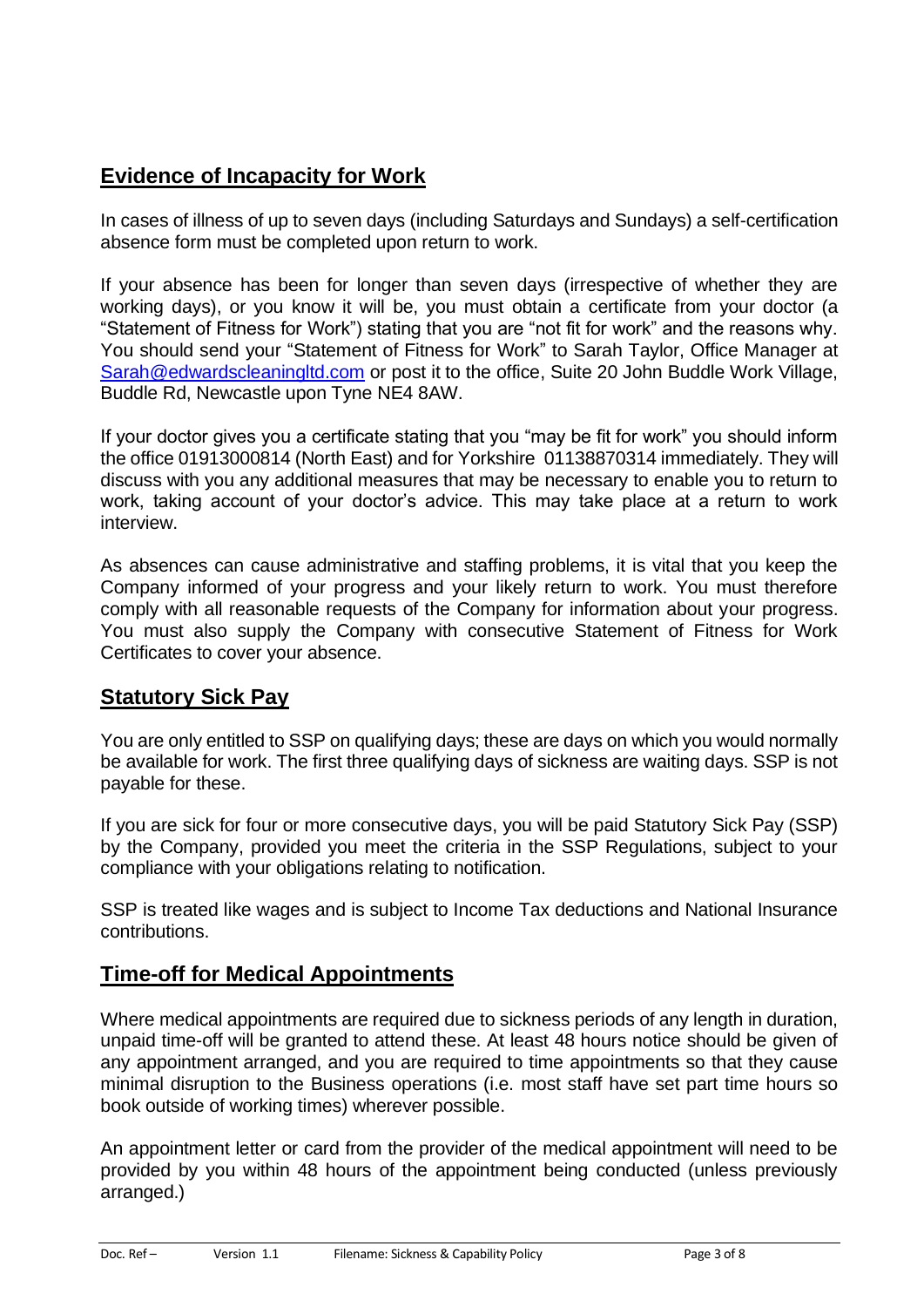## Evidence of Incapacity for Work

In cases of illness of up to seven days (including Saturdays and Sundays) a self-certification absence form must be completed upon return to work.

If your absence has been for longer than seven days (irrespective of whether they are working days), or you know it will be, you must obtain a certificate from your doctor (a "Statement of Fitness for Work") stating that you are "not fit for work" and the reasons why. You should send your "Statement of Fitness for Work" to Sarah Taylor, Office Manager at Sarah@edwardscleaningltd.com or post it to the office, Suite 20 John Buddle Work Village, Buddle Rd, Newcastle upon Tyne NE4 8AW.

If your doctor gives you a certificate stating that you "may be fit for work" you should inform the office 01913000814 (North East) and for Yorkshire 01138870314 immediately. They will discuss with you any additional measures that may be necessary to enable you to return to work, taking account of your doctor's advice. This may take place at a return to work interview.

As absences can cause administrative and staffing problems, it is vital that you keep the Company informed of your progress and your likely return to work. You must therefore comply with all reasonable requests of the Company for information about your progress. You must also supply the Company with consecutive Statement of Fitness for Work Certificates to cover your absence.

## Statutory Sick Pay

You are only entitled to SSP on qualifying days; these are days on which you would normally be available for work. The first three qualifying days of sickness are waiting days. SSP is not payable for these.

If you are sick for four or more consecutive days, you will be paid Statutory Sick Pay (SSP) by the Company, provided you meet the criteria in the SSP Regulations, subject to your compliance with your obligations relating to notification.

SSP is treated like wages and is subject to Income Tax deductions and National Insurance contributions.

## Time-off for Medical Appointments

Where medical appointments are required due to sickness periods of any length in duration, unpaid time-off will be granted to attend these. At least 48 hours notice should be given of any appointment arranged, and you are required to time appointments so that they cause minimal disruption to the Business operations (i.e. most staff have set part time hours so book outside of working times) wherever possible.

An appointment letter or card from the provider of the medical appointment will need to be provided by you within 48 hours of the appointment being conducted (unless previously arranged.)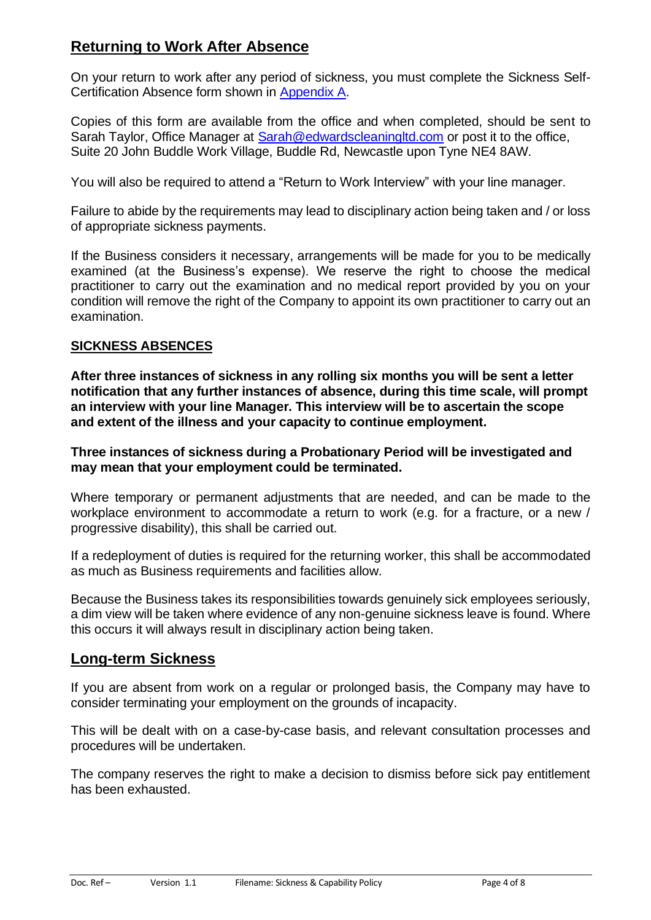## Returning to Work After Absence

On your return to work after any period of sickness, you must complete the Sickness Self-Certification Absence form shown in [Appendix A](#).

Copies of this form are available from the office and when completed, should be sent to Sarah Taylor, Office Manager at [Sarah@edwardscleaningltd.com](mailto:Sarah@edwardscleaningltd.com) or post it to the office, Suite 20 John Buddle Work Village, Buddle Rd, Newcastle upon Tyne NE4 8AW.

You will also be required to attend a "Return to Work Interview" with your line manager.

Failure to abide by the requirements may lead to disciplinary action being taken and / or loss of appropriate sickness payments.

If the Business considers it necessary, arrangements will be made for you to be medically examined (at the Business's expense). We reserve the right to choose the medical practitioner to carry out the examination and no medical report provided by you on your condition will remove the right of the Company to appoint its own practitioner to carry out an examination.

### SICKNESS ABSENCES

**After three instances of sickness in any rolling six months you will be sent a letter notification that any further instances of absence, during this time scale, will prompt an interview with your line Manager. This interview will be to ascertain the scope and extent of the illness and your capacity to continue employment.**

**Three instances of sickness during a Probationary Period will be investigated and may mean that your employment could be terminated.**

Where temporary or permanent adjustments that are needed, and can be made to the workplace environment to accommodate a return to work (e.g. for a fracture, or a new / progressive disability), this shall be carried out.

If a redeployment of duties is required for the returning worker, this shall be accommodated as much as Business requirements and facilities allow.

Because the Business takes its responsibilities towards genuinely sick employees seriously, a dim view will be taken where evidence of any non-genuine sickness leave is found. Where this occurs it will always result in disciplinary action being taken.

## Long-term Sickness

If you are absent from work on a regular or prolonged basis, the Company may have to consider terminating your employment on the grounds of incapacity.

This will be dealt with on a case-by-case basis, and relevant consultation processes and procedures will be undertaken.

The company reserves the right to make a decision to dismiss before sick pay entitlement has been exhausted.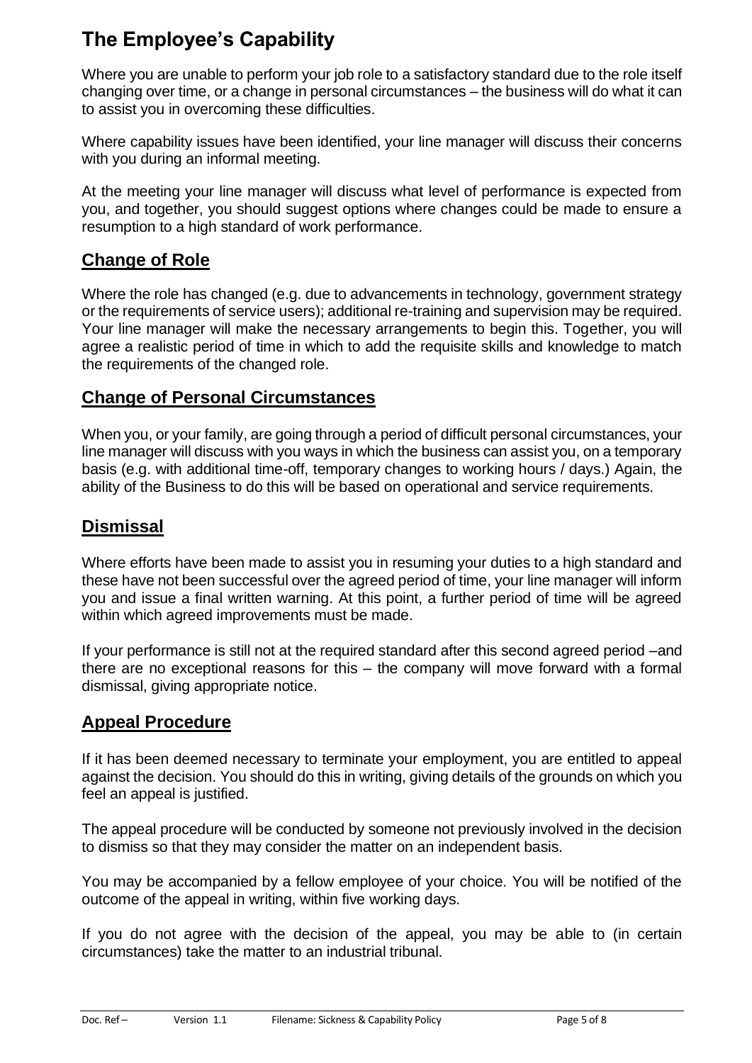# The Employee's Capability

Where you are unable to perform your job role to a satisfactory standard due to the role itself changing over time, or a change in personal circumstances – the business will do what it can to assist you in overcoming these difficulties.

Where capability issues have been identified, your line manager will discuss their concerns with you during an informal meeting.

At the meeting your line manager will discuss what level of performance is expected from you, and together, you should suggest options where changes could be made to ensure a resumption to a high standard of work performance.

## Change of Role

Where the role has changed (e.g. due to advancements in technology, government strategy or the requirements of service users); additional re-training and supervision may be required. Your line manager will make the necessary arrangements to begin this. Together, you will agree a realistic period of time in which to add the requisite skills and knowledge to match the requirements of the changed role.

## Change of Personal Circumstances

When you, or your family, are going through a period of difficult personal circumstances, your line manager will discuss with you ways in which the business can assist you, on a temporary basis (e.g. with additional time-off, temporary changes to working hours / days.) Again, the ability of the Business to do this will be based on operational and service requirements.

## Dismissal

Where efforts have been made to assist you in resuming your duties to a high standard and these have not been successful over the agreed period of time, your line manager will inform you and issue a final written warning. At this point, a further period of time will be agreed within which agreed improvements must be made.

If your performance is still not at the required standard after this second agreed period –and there are no exceptional reasons for this – the company will move forward with a formal dismissal, giving appropriate notice.

## Appeal Procedure

If it has been deemed necessary to terminate your employment, you are entitled to appeal against the decision. You should do this in writing, giving details of the grounds on which you feel an appeal is justified.

The appeal procedure will be conducted by someone not previously involved in the decision to dismiss so that they may consider the matter on an independent basis.

You may be accompanied by a fellow employee of your choice. You will be notified of the outcome of the appeal in writing, within five working days.

If you do not agree with the decision of the appeal, you may be able to (in certain circumstances) take the matter to an industrial tribunal.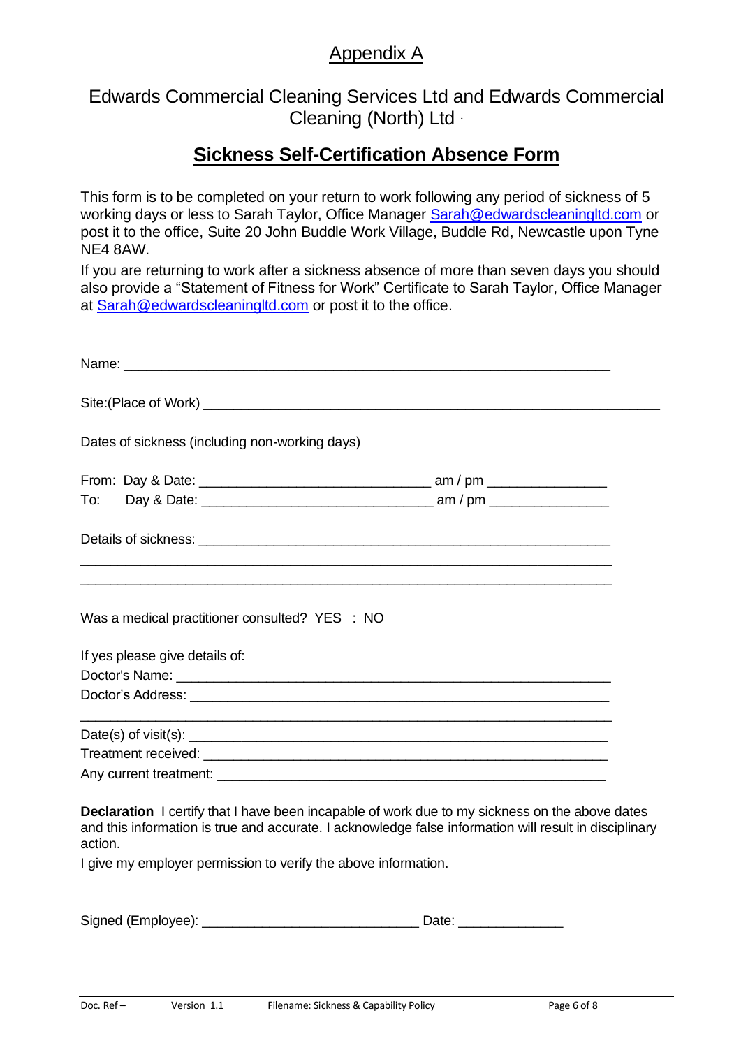## Appendix A

### Edwards Commercial Cleaning Services Ltd and Edwards Commercial Cleaning (North) Ltd

# Sickness Self-Certification Absence Form

This form is to be completed on your return to work following any period of sickness of 5 working days or less to Sarah Taylor, Office Manager Sarah@edwardscleaningltd.com or post it to the office, Suite 20 John Buddle Work Village, Buddle Rd, Newcastle upon Tyne NE4 8AW.

If you are returning to work after a sickness absence of more than seven days you should also provide a "Statement of Fitness for Work" Certificate to Sarah Taylor, Office Manager at Sarah@edwardscleaningltd.com or post it to the office.

Name: ____________________________________________________________

Site:(Place of Work) ____________________________________________________________

Dates of sickness (including non-working days)

From: Day & Date: ______________________________ am / pm _______________

To: Day & Date: ______________________________ am / pm _______________

Details of sickness: ____________________________________________________________

____________________________________________________________________

____________________________________________________________________

Was a medical practitioner consulted? YES : NO

If yes please give details of:

Doctor's Name: ____________________________________________________________

Doctor's Address: ____________________________________________________________

____________________________________________________________________

Date(s) of visit(s): ____________________________________________________________

Treatment received: ____________________________________________________________

Any current treatment: ____________________________________________________________

**Declaration** I certify that I have been incapable of work due to my sickness on the above dates and this information is true and accurate. I acknowledge false information will result in disciplinary action.

I give my employer permission to verify the above information.

Signed (Employee): ____________________________ Date: _____________

Doc. Ref – Version 1.1 Filename: Sickness & Capability Policy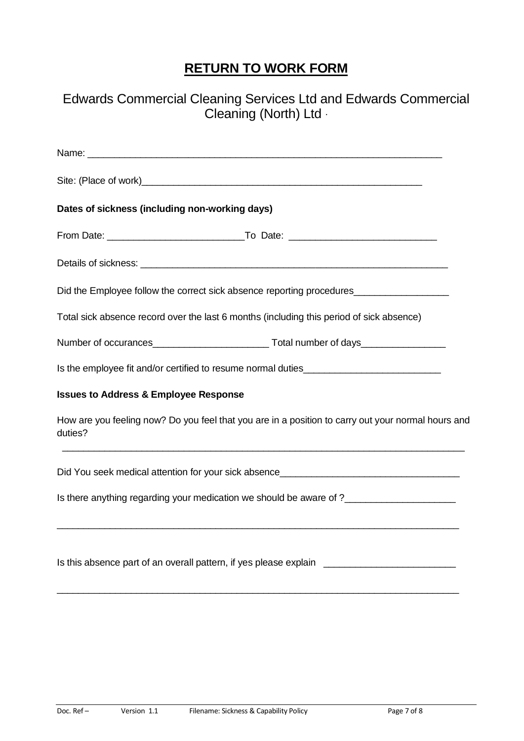# **RETURN TO WORK FORM**

Edwards Commercial Cleaning Services Ltd and Edwards Commercial Cleaning (North) Ltd .

Name: ____________________________________________________________________

Site: (Place of work)______________________________________________________

**Dates of sickness (including non-working days)**

From Date: _________________________To Date: ___________________________

Details of sickness: _______________________________________________________

Did the Employee follow the correct sick absence reporting procedures_________________

Total sick absence record over the last 6 months (including this period of sick absence)

Number of occurances_____________________ Total number of days_______________

Is the employee fit and/or certified to resume normal duties_________________________

**Issues to Address & Employee Response**

How are you feeling now? Do you feel that you are in a position to carry out your normal hours and duties?

___________________________________________________________________________

Did You seek medical attention for your sick absence_________________________________

Is there anything regarding your medication we should be aware of ?____________________

___________________________________________________________________________

Is this absence part of an overall pattern, if yes please explain ________________________

___________________________________________________________________________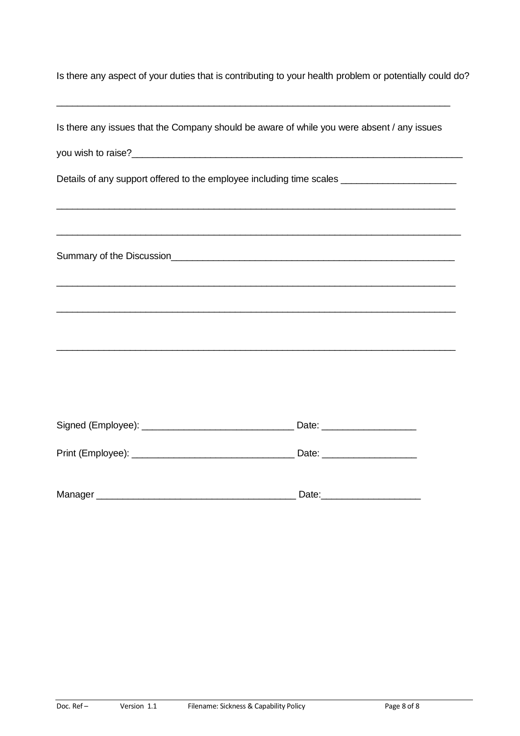Is there any aspect of your duties that is contributing to your health problem or potentially could do?

_____________________________________________________________________________

Is there any issues that the Company should be aware of while you were absent / any issues

you wish to raise?_________________________________________________________________

Details of any support offered to the employee including time scales _____________________

_____________________________________________________________________________

_____________________________________________________________________________

Summary of the Discussion______________________________________________________

_____________________________________________________________________________

_____________________________________________________________________________

_____________________________________________________________________________

Signed (Employee): ____________________________ Date: _________________

Print (Employee): ______________________________ Date: _________________

Manager ____________________________________ Date:__________________